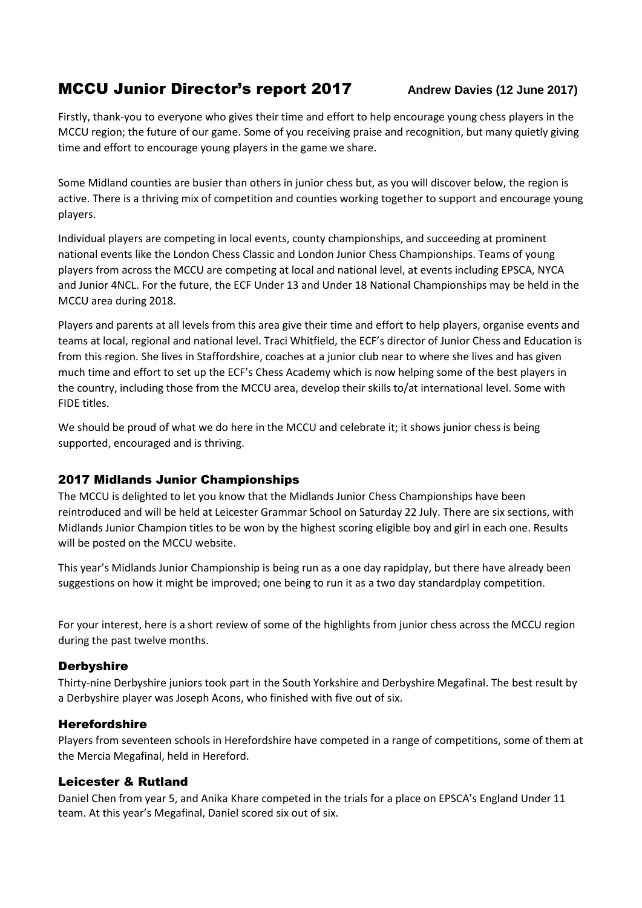# MCCU Junior Director's report 2017

**Andrew Davies (12 June 2017)**

Firstly, thank-you to everyone who gives their time and effort to help encourage young chess players in the MCCU region; the future of our game. Some of you receiving praise and recognition, but many quietly giving time and effort to encourage young players in the game we share.

Some Midland counties are busier than others in junior chess but, as you will discover below, the region is active. There is a thriving mix of competition and counties working together to support and encourage young players.

Individual players are competing in local events, county championships, and succeeding at prominent national events like the London Chess Classic and London Junior Chess Championships. Teams of young players from across the MCCU are competing at local and national level, at events including EPSCA, NYCA and Junior 4NCL. For the future, the ECF Under 13 and Under 18 National Championships may be held in the MCCU area during 2018.

Players and parents at all levels from this area give their time and effort to help players, organise events and teams at local, regional and national level. Traci Whitfield, the ECF's director of Junior Chess and Education is from this region. She lives in Staffordshire, coaches at a junior club near to where she lives and has given much time and effort to set up the ECF's Chess Academy which is now helping some of the best players in the country, including those from the MCCU area, develop their skills to/at international level. Some with FIDE titles.

We should be proud of what we do here in the MCCU and celebrate it; it shows junior chess is being supported, encouraged and is thriving.

## 2017 Midlands Junior Championships

The MCCU is delighted to let you know that the Midlands Junior Chess Championships have been reintroduced and will be held at Leicester Grammar School on Saturday 22 July. There are six sections, with Midlands Junior Champion titles to be won by the highest scoring eligible boy and girl in each one. Results will be posted on the MCCU website.

This year's Midlands Junior Championship is being run as a one day rapidplay, but there have already been suggestions on how it might be improved; one being to run it as a two day standardplay competition.

For your interest, here is a short review of some of the highlights from junior chess across the MCCU region during the past twelve months.

## Derbyshire

Thirty-nine Derbyshire juniors took part in the South Yorkshire and Derbyshire Megafinal. The best result by a Derbyshire player was Joseph Acons, who finished with five out of six.

## Herefordshire

Players from seventeen schools in Herefordshire have competed in a range of competitions, some of them at the Mercia Megafinal, held in Hereford.

## Leicester & Rutland

Daniel Chen from year 5, and Anika Khare competed in the trials for a place on EPSCA's England Under 11 team. At this year's Megafinal, Daniel scored six out of six.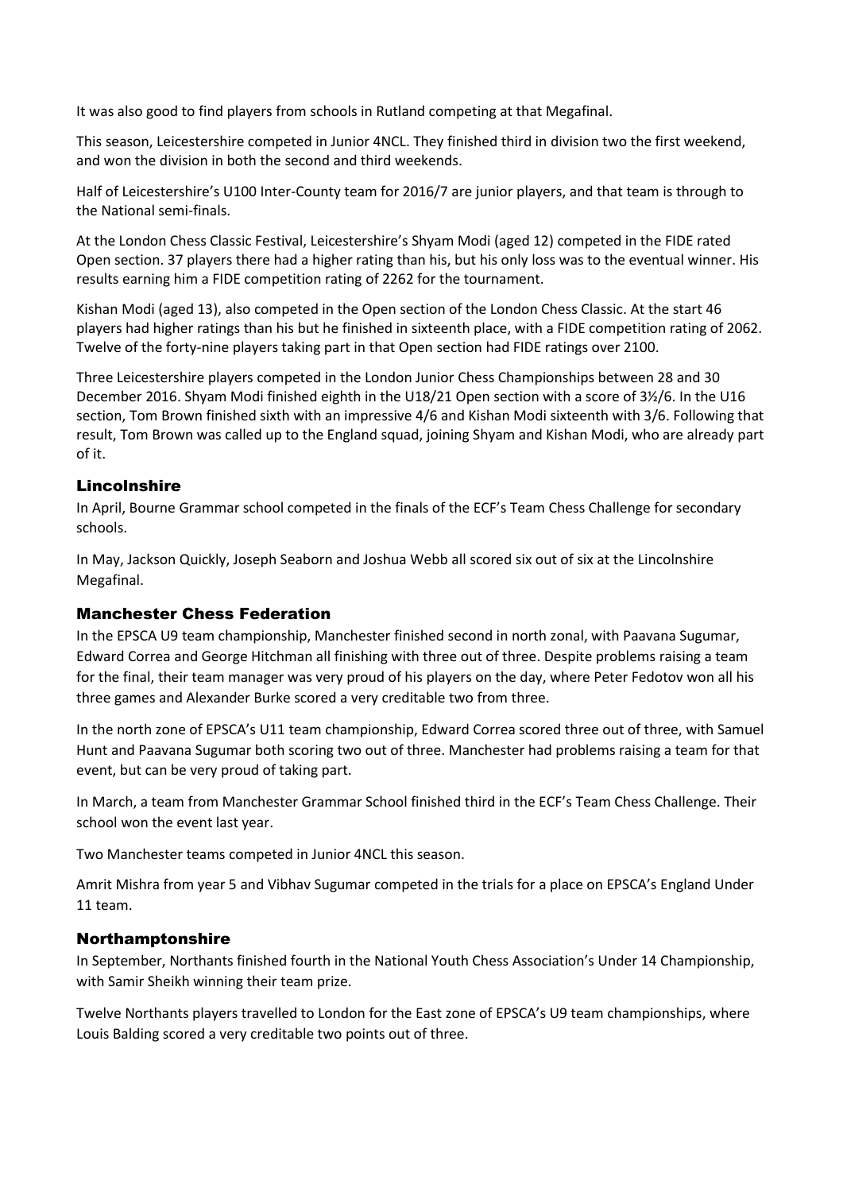It was also good to find players from schools in Rutland competing at that Megafinal.

This season, Leicestershire competed in Junior 4NCL. They finished third in division two the first weekend, and won the division in both the second and third weekends.

Half of Leicestershire's U100 Inter-County team for 2016/7 are junior players, and that team is through to the National semi-finals.

At the London Chess Classic Festival, Leicestershire's Shyam Modi (aged 12) competed in the FIDE rated Open section. 37 players there had a higher rating than his, but his only loss was to the eventual winner. His results earning him a FIDE competition rating of 2262 for the tournament.

Kishan Modi (aged 13), also competed in the Open section of the London Chess Classic. At the start 46 players had higher ratings than his but he finished in sixteenth place, with a FIDE competition rating of 2062. Twelve of the forty-nine players taking part in that Open section had FIDE ratings over 2100.

Three Leicestershire players competed in the London Junior Chess Championships between 28 and 30 December 2016. Shyam Modi finished eighth in the U18/21 Open section with a score of 3½/6. In the U16 section, Tom Brown finished sixth with an impressive 4/6 and Kishan Modi sixteenth with 3/6. Following that result, Tom Brown was called up to the England squad, joining Shyam and Kishan Modi, who are already part of it.

## Lincolnshire

In April, Bourne Grammar school competed in the finals of the ECF's Team Chess Challenge for secondary schools.

In May, Jackson Quickly, Joseph Seaborn and Joshua Webb all scored six out of six at the Lincolnshire Megafinal.

## Manchester Chess Federation

In the EPSCA U9 team championship, Manchester finished second in north zonal, with Paavana Sugumar, Edward Correa and George Hitchman all finishing with three out of three. Despite problems raising a team for the final, their team manager was very proud of his players on the day, where Peter Fedotov won all his three games and Alexander Burke scored a very creditable two from three.

In the north zone of EPSCA's U11 team championship, Edward Correa scored three out of three, with Samuel Hunt and Paavana Sugumar both scoring two out of three. Manchester had problems raising a team for that event, but can be very proud of taking part.

In March, a team from Manchester Grammar School finished third in the ECF's Team Chess Challenge. Their school won the event last year.

Two Manchester teams competed in Junior 4NCL this season.

Amrit Mishra from year 5 and Vibhav Sugumar competed in the trials for a place on EPSCA's England Under 11 team.

## Northamptonshire

In September, Northants finished fourth in the National Youth Chess Association's Under 14 Championship, with Samir Sheikh winning their team prize.

Twelve Northants players travelled to London for the East zone of EPSCA's U9 team championships, where Louis Balding scored a very creditable two points out of three.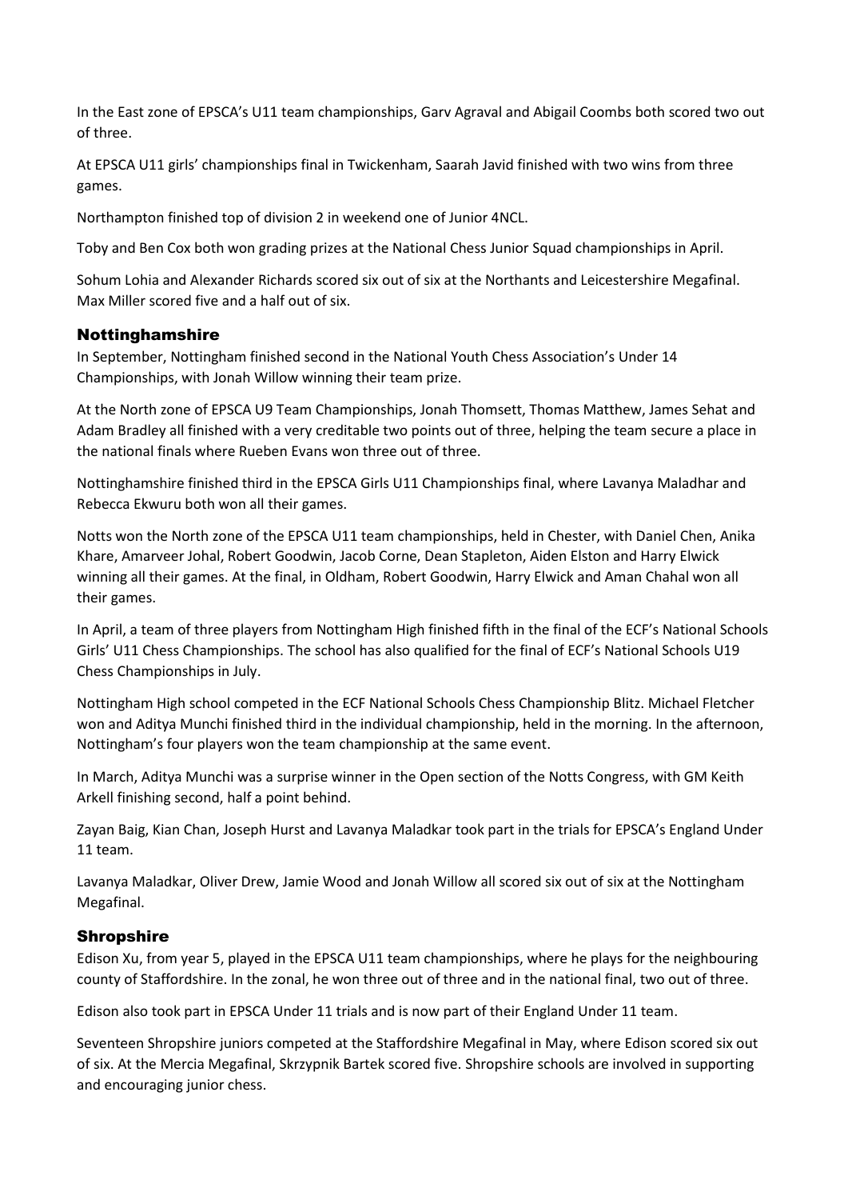In the East zone of EPSCA's U11 team championships, Garv Agraval and Abigail Coombs both scored two out of three.

At EPSCA U11 girls' championships final in Twickenham, Saarah Javid finished with two wins from three games.

Northampton finished top of division 2 in weekend one of Junior 4NCL.

Toby and Ben Cox both won grading prizes at the National Chess Junior Squad championships in April.

Sohum Lohia and Alexander Richards scored six out of six at the Northants and Leicestershire Megafinal. Max Miller scored five and a half out of six.

### Nottinghamshire

In September, Nottingham finished second in the National Youth Chess Association's Under 14 Championships, with Jonah Willow winning their team prize.

At the North zone of EPSCA U9 Team Championships, Jonah Thomsett, Thomas Matthew, James Sehat and Adam Bradley all finished with a very creditable two points out of three, helping the team secure a place in the national finals where Rueben Evans won three out of three.

Nottinghamshire finished third in the EPSCA Girls U11 Championships final, where Lavanya Maladhar and Rebecca Ekwuru both won all their games.

Notts won the North zone of the EPSCA U11 team championships, held in Chester, with Daniel Chen, Anika Khare, Amarveer Johal, Robert Goodwin, Jacob Corne, Dean Stapleton, Aiden Elston and Harry Elwick winning all their games. At the final, in Oldham, Robert Goodwin, Harry Elwick and Aman Chahal won all their games.

In April, a team of three players from Nottingham High finished fifth in the final of the ECF's National Schools Girls' U11 Chess Championships. The school has also qualified for the final of ECF's National Schools U19 Chess Championships in July.

Nottingham High school competed in the ECF National Schools Chess Championship Blitz. Michael Fletcher won and Aditya Munchi finished third in the individual championship, held in the morning. In the afternoon, Nottingham's four players won the team championship at the same event.

In March, Aditya Munchi was a surprise winner in the Open section of the Notts Congress, with GM Keith Arkell finishing second, half a point behind.

Zayan Baig, Kian Chan, Joseph Hurst and Lavanya Maladkar took part in the trials for EPSCA's England Under 11 team.

Lavanya Maladkar, Oliver Drew, Jamie Wood and Jonah Willow all scored six out of six at the Nottingham Megafinal.

### Shropshire

Edison Xu, from year 5, played in the EPSCA U11 team championships, where he plays for the neighbouring county of Staffordshire. In the zonal, he won three out of three and in the national final, two out of three.

Edison also took part in EPSCA Under 11 trials and is now part of their England Under 11 team.

Seventeen Shropshire juniors competed at the Staffordshire Megafinal in May, where Edison scored six out of six. At the Mercia Megafinal, Skrzypnik Bartek scored five. Shropshire schools are involved in supporting and encouraging junior chess.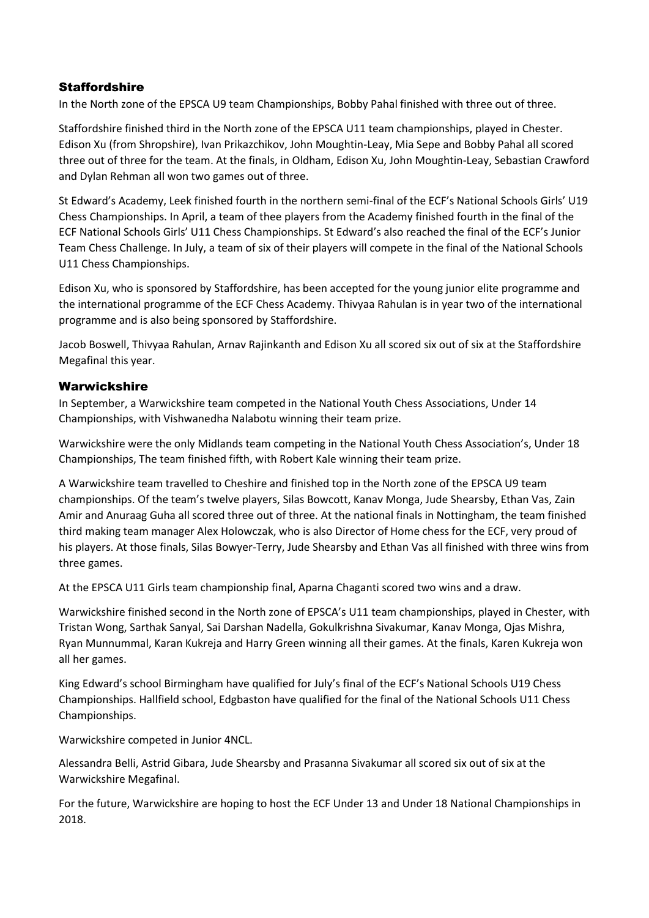## Staffordshire

In the North zone of the EPSCA U9 team Championships, Bobby Pahal finished with three out of three.

Staffordshire finished third in the North zone of the EPSCA U11 team championships, played in Chester. Edison Xu (from Shropshire), Ivan Prikazchikov, John Moughtin-Leay, Mia Sepe and Bobby Pahal all scored three out of three for the team. At the finals, in Oldham, Edison Xu, John Moughtin-Leay, Sebastian Crawford and Dylan Rehman all won two games out of three.

St Edward's Academy, Leek finished fourth in the northern semi-final of the ECF's National Schools Girls' U19 Chess Championships. In April, a team of thee players from the Academy finished fourth in the final of the ECF National Schools Girls' U11 Chess Championships. St Edward's also reached the final of the ECF's Junior Team Chess Challenge. In July, a team of six of their players will compete in the final of the National Schools U11 Chess Championships.

Edison Xu, who is sponsored by Staffordshire, has been accepted for the young junior elite programme and the international programme of the ECF Chess Academy. Thivyaa Rahulan is in year two of the international programme and is also being sponsored by Staffordshire.

Jacob Boswell, Thivyaa Rahulan, Arnav Rajinkanth and Edison Xu all scored six out of six at the Staffordshire Megafinal this year.

## Warwickshire

In September, a Warwickshire team competed in the National Youth Chess Associations, Under 14 Championships, with Vishwanedha Nalabotu winning their team prize.

Warwickshire were the only Midlands team competing in the National Youth Chess Association's, Under 18 Championships, The team finished fifth, with Robert Kale winning their team prize.

A Warwickshire team travelled to Cheshire and finished top in the North zone of the EPSCA U9 team championships. Of the team's twelve players, Silas Bowcott, Kanav Monga, Jude Shearsby, Ethan Vas, Zain Amir and Anuraag Guha all scored three out of three. At the national finals in Nottingham, the team finished third making team manager Alex Holowczak, who is also Director of Home chess for the ECF, very proud of his players. At those finals, Silas Bowyer-Terry, Jude Shearsby and Ethan Vas all finished with three wins from three games.

At the EPSCA U11 Girls team championship final, Aparna Chaganti scored two wins and a draw.

Warwickshire finished second in the North zone of EPSCA's U11 team championships, played in Chester, with Tristan Wong, Sarthak Sanyal, Sai Darshan Nadella, Gokulkrishna Sivakumar, Kanav Monga, Ojas Mishra, Ryan Munnummal, Karan Kukreja and Harry Green winning all their games. At the finals, Karen Kukreja won all her games.

King Edward's school Birmingham have qualified for July's final of the ECF's National Schools U19 Chess Championships. Hallfield school, Edgbaston have qualified for the final of the National Schools U11 Chess Championships.

Warwickshire competed in Junior 4NCL.

Alessandra Belli, Astrid Gibara, Jude Shearsby and Prasanna Sivakumar all scored six out of six at the Warwickshire Megafinal.

For the future, Warwickshire are hoping to host the ECF Under 13 and Under 18 National Championships in 2018.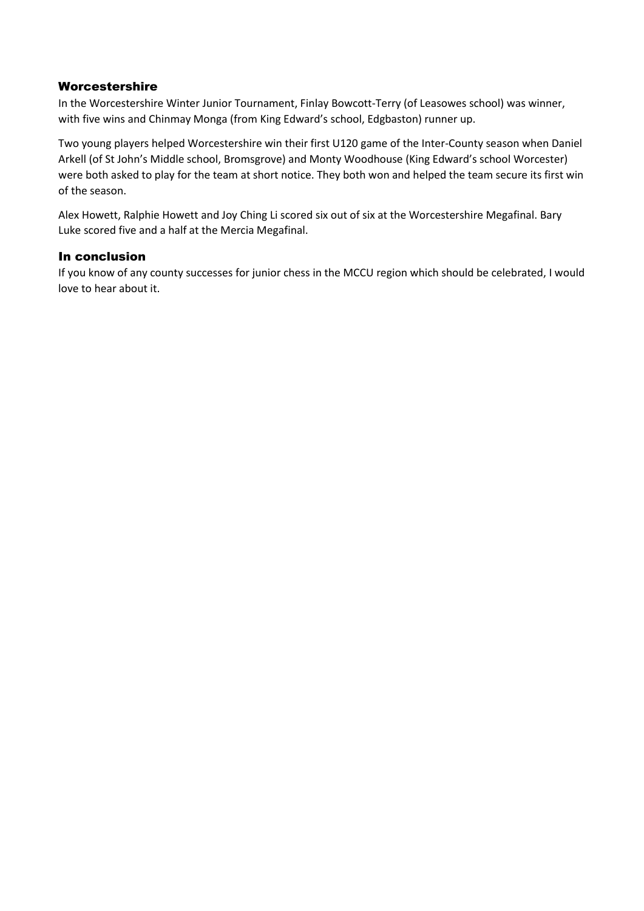## Worcestershire

In the Worcestershire Winter Junior Tournament, Finlay Bowcott-Terry (of Leasowes school) was winner, with five wins and Chinmay Monga (from King Edward's school, Edgbaston) runner up.

Two young players helped Worcestershire win their first U120 game of the Inter-County season when Daniel Arkell (of St John's Middle school, Bromsgrove) and Monty Woodhouse (King Edward's school Worcester) were both asked to play for the team at short notice. They both won and helped the team secure its first win of the season.

Alex Howett, Ralphie Howett and Joy Ching Li scored six out of six at the Worcestershire Megafinal. Bary Luke scored five and a half at the Mercia Megafinal.

## In conclusion

If you know of any county successes for junior chess in the MCCU region which should be celebrated, I would love to hear about it.